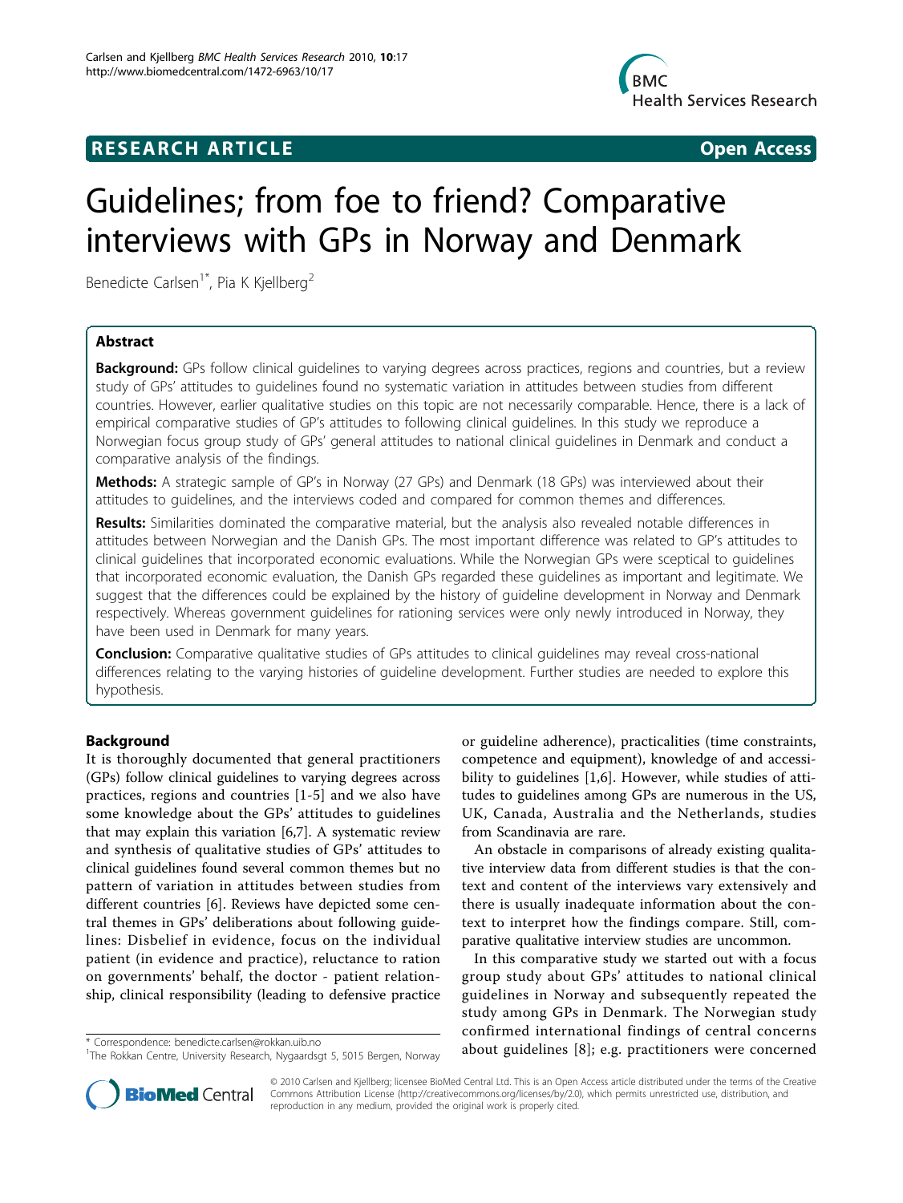RESEARCH ARTICLE Open Access

# Guidelines; from foe to friend? Comparative interviews with GPs in Norway and Denmark

Benedicte Carlsen[1*], Pia K Kjellberg[2]

## Abstract

**Background:** GPs follow clinical guidelines to varying degrees across practices, regions and countries, but a review study of GPs' attitudes to guidelines found no systematic variation in attitudes between studies from different countries. However, earlier qualitative studies on this topic are not necessarily comparable. Hence, there is a lack of empirical comparative studies of GP's attitudes to following clinical guidelines. In this study we reproduce a Norwegian focus group study of GPs' general attitudes to national clinical guidelines in Denmark and conduct a comparative analysis of the findings.

**Methods:** A strategic sample of GP's in Norway (27 GPs) and Denmark (18 GPs) was interviewed about their attitudes to guidelines, and the interviews coded and compared for common themes and differences.

**Results:** Similarities dominated the comparative material, but the analysis also revealed notable differences in attitudes between Norwegian and the Danish GPs. The most important difference was related to GP's attitudes to clinical guidelines that incorporated economic evaluations. While the Norwegian GPs were sceptical to guidelines that incorporated economic evaluation, the Danish GPs regarded these guidelines as important and legitimate. We suggest that the differences could be explained by the history of guideline development in Norway and Denmark respectively. Whereas government guidelines for rationing services were only newly introduced in Norway, they have been used in Denmark for many years.

**Conclusion:** Comparative qualitative studies of GPs attitudes to clinical guidelines may reveal cross-national differences relating to the varying histories of guideline development. Further studies are needed to explore this hypothesis.

## Background

It is thoroughly documented that general practitioners (GPs) follow clinical guidelines to varying degrees across practices, regions and countries [1-5] and we also have some knowledge about the GPs' attitudes to guidelines that may explain this variation [6,7]. A systematic review and synthesis of qualitative studies of GPs' attitudes to clinical guidelines found several common themes but no pattern of variation in attitudes between studies from different countries [6]. Reviews have depicted some central themes in GPs' deliberations about following guidelines: Disbelief in evidence, focus on the individual patient (in evidence and practice), reluctance to ration on governments' behalf, the doctor - patient relationship, clinical responsibility (leading to defensive practice or guideline adherence), practicalities (time constraints, competence and equipment), knowledge of and accessibility to guidelines [1,6]. However, while studies of attitudes to guidelines among GPs are numerous in the US, UK, Canada, Australia and the Netherlands, studies from Scandinavia are rare.

An obstacle in comparisons of already existing qualitative interview data from different studies is that the context and content of the interviews vary extensively and there is usually inadequate information about the context to interpret how the findings compare. Still, comparative qualitative interview studies are uncommon.

In this comparative study we started out with a focus group study about GPs' attitudes to national clinical guidelines in Norway and subsequently repeated the study among GPs in Denmark. The Norwegian study confirmed international findings of central concerns about guidelines [8]; e.g. practitioners were concerned

\* Correspondence: benedicte.carlsen@rokkan.uib.no
[1]The Rokkan Centre, University Research, Nygaardsgt 5, 5015 Bergen, Norway

© 2010 Carlsen and Kjellberg; licensee BioMed Central Ltd. This is an Open Access article distributed under the terms of the Creative Commons Attribution License (http://creativecommons.org/licenses/by/2.0), which permits unrestricted use, distribution, and reproduction in any medium, provided the original work is properly cited.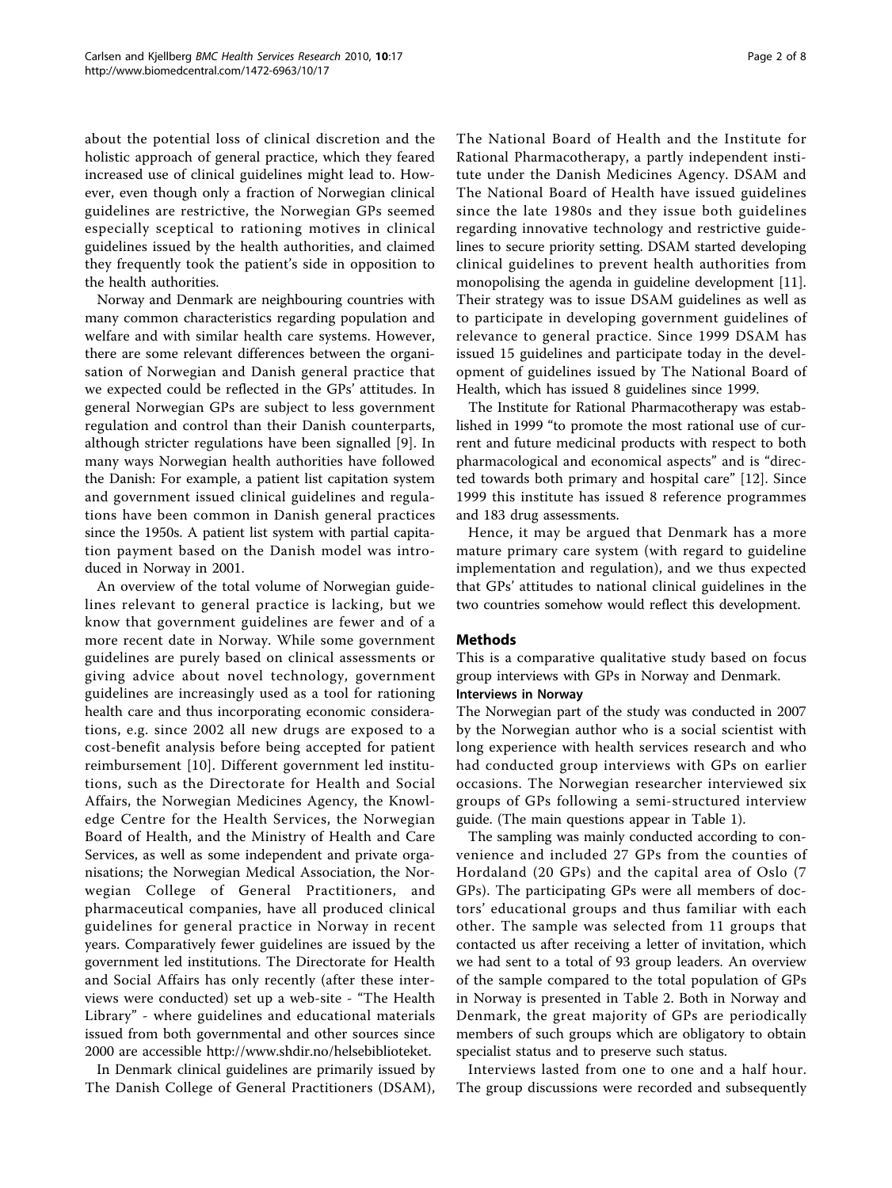about the potential loss of clinical discretion and the holistic approach of general practice, which they feared increased use of clinical guidelines might lead to. However, even though only a fraction of Norwegian clinical guidelines are restrictive, the Norwegian GPs seemed especially sceptical to rationing motives in clinical guidelines issued by the health authorities, and claimed they frequently took the patient's side in opposition to the health authorities.

Norway and Denmark are neighbouring countries with many common characteristics regarding population and welfare and with similar health care systems. However, there are some relevant differences between the organisation of Norwegian and Danish general practice that we expected could be reflected in the GPs' attitudes. In general Norwegian GPs are subject to less government regulation and control than their Danish counterparts, although stricter regulations have been signalled [9]. In many ways Norwegian health authorities have followed the Danish: For example, a patient list capitation system and government issued clinical guidelines and regulations have been common in Danish general practices since the 1950s. A patient list system with partial capitation payment based on the Danish model was introduced in Norway in 2001.

An overview of the total volume of Norwegian guidelines relevant to general practice is lacking, but we know that government guidelines are fewer and of a more recent date in Norway. While some government guidelines are purely based on clinical assessments or giving advice about novel technology, government guidelines are increasingly used as a tool for rationing health care and thus incorporating economic considerations, e.g. since 2002 all new drugs are exposed to a cost-benefit analysis before being accepted for patient reimbursement [10]. Different government led institutions, such as the Directorate for Health and Social Affairs, the Norwegian Medicines Agency, the Knowledge Centre for the Health Services, the Norwegian Board of Health, and the Ministry of Health and Care Services, as well as some independent and private organisations; the Norwegian Medical Association, the Norwegian College of General Practitioners, and pharmaceutical companies, have all produced clinical guidelines for general practice in Norway in recent years. Comparatively fewer guidelines are issued by the government led institutions. The Directorate for Health and Social Affairs has only recently (after these interviews were conducted) set up a web-site - "The Health Library" - where guidelines and educational materials issued from both governmental and other sources since 2000 are accessible http://www.shdir.no/helsebiblioteket.

In Denmark clinical guidelines are primarily issued by The Danish College of General Practitioners (DSAM), The National Board of Health and the Institute for Rational Pharmacotherapy, a partly independent institute under the Danish Medicines Agency. DSAM and The National Board of Health have issued guidelines since the late 1980s and they issue both guidelines regarding innovative technology and restrictive guidelines to secure priority setting. DSAM started developing clinical guidelines to prevent health authorities from monopolising the agenda in guideline development [11]. Their strategy was to issue DSAM guidelines as well as to participate in developing government guidelines of relevance to general practice. Since 1999 DSAM has issued 15 guidelines and participate today in the development of guidelines issued by The National Board of Health, which has issued 8 guidelines since 1999.

The Institute for Rational Pharmacotherapy was established in 1999 "to promote the most rational use of current and future medicinal products with respect to both pharmacological and economical aspects" and is "directed towards both primary and hospital care" [12]. Since 1999 this institute has issued 8 reference programmes and 183 drug assessments.

Hence, it may be argued that Denmark has a more mature primary care system (with regard to guideline implementation and regulation), and we thus expected that GPs' attitudes to national clinical guidelines in the two countries somehow would reflect this development.

## Methods

This is a comparative qualitative study based on focus group interviews with GPs in Norway and Denmark.

### Interviews in Norway

The Norwegian part of the study was conducted in 2007 by the Norwegian author who is a social scientist with long experience with health services research and who had conducted group interviews with GPs on earlier occasions. The Norwegian researcher interviewed six groups of GPs following a semi-structured interview guide. (The main questions appear in Table 1).

The sampling was mainly conducted according to convenience and included 27 GPs from the counties of Hordaland (20 GPs) and the capital area of Oslo (7 GPs). The participating GPs were all members of doctors' educational groups and thus familiar with each other. The sample was selected from 11 groups that contacted us after receiving a letter of invitation, which we had sent to a total of 93 group leaders. An overview of the sample compared to the total population of GPs in Norway is presented in Table 2. Both in Norway and Denmark, the great majority of GPs are periodically members of such groups which are obligatory to obtain specialist status and to preserve such status.

Interviews lasted from one to one and a half hour. The group discussions were recorded and subsequently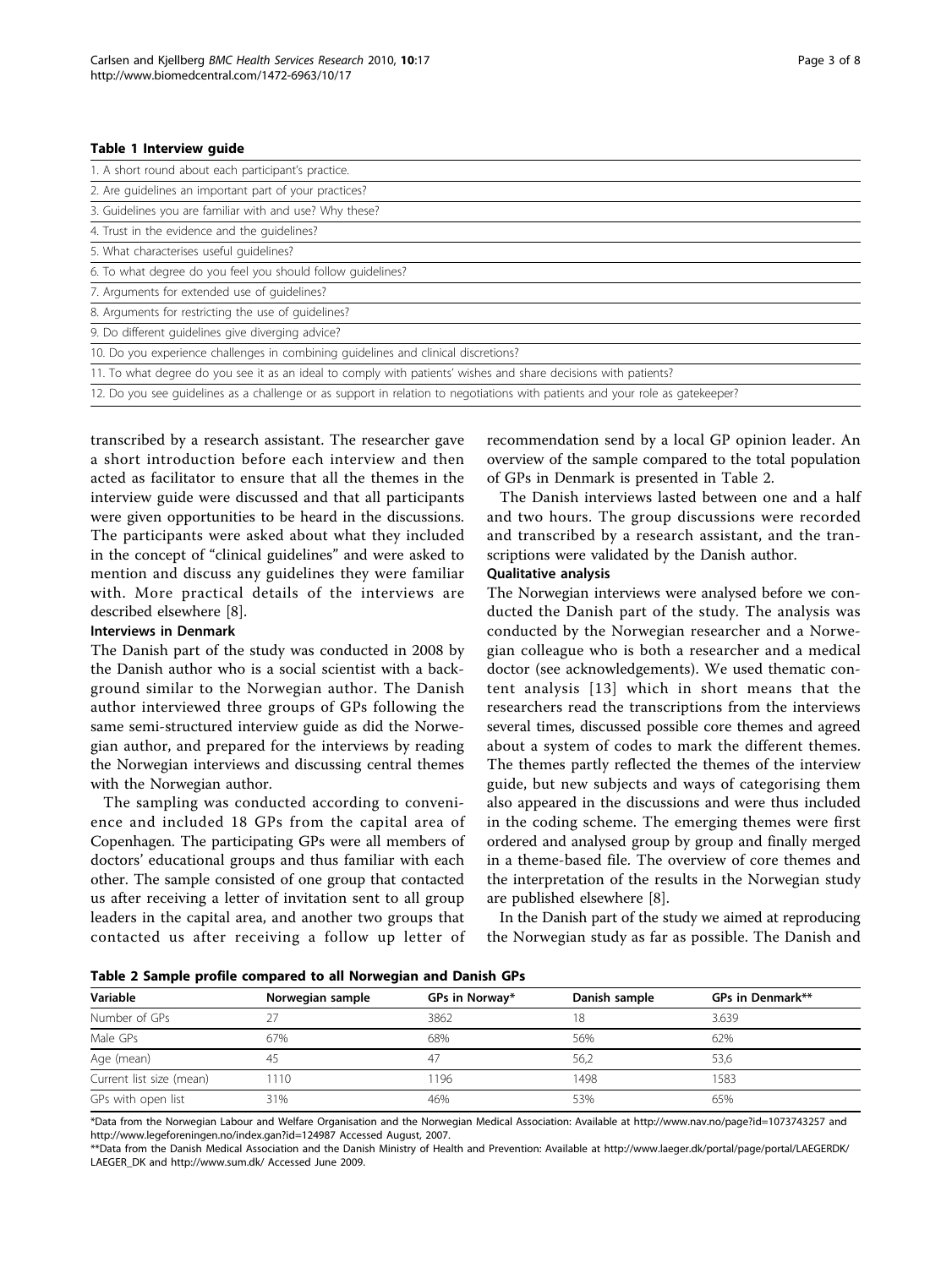**Table 1 Interview guide**

| |
|---|
| 1. A short round about each participant's practice. |
| 2. Are guidelines an important part of your practices? |
| 3. Guidelines you are familiar with and use? Why these? |
| 4. Trust in the evidence and the guidelines? |
| 5. What characterises useful guidelines? |
| 6. To what degree do you feel you should follow guidelines? |
| 7. Arguments for extended use of guidelines? |
| 8. Arguments for restricting the use of guidelines? |
| 9. Do different guidelines give diverging advice? |
| 10. Do you experience challenges in combining guidelines and clinical discretions? |
| 11. To what degree do you see it as an ideal to comply with patients' wishes and share decisions with patients? |
| 12. Do you see guidelines as a challenge or as support in relation to negotiations with patients and your role as gatekeeper? |

transcribed by a research assistant. The researcher gave a short introduction before each interview and then acted as facilitator to ensure that all the themes in the interview guide were discussed and that all participants were given opportunities to be heard in the discussions. The participants were asked about what they included in the concept of "clinical guidelines" and were asked to mention and discuss any guidelines they were familiar with. More practical details of the interviews are described elsewhere [8].

### Interviews in Denmark

The Danish part of the study was conducted in 2008 by the Danish author who is a social scientist with a background similar to the Norwegian author. The Danish author interviewed three groups of GPs following the same semi-structured interview guide as did the Norwegian author, and prepared for the interviews by reading the Norwegian interviews and discussing central themes with the Norwegian author.

The sampling was conducted according to convenience and included 18 GPs from the capital area of Copenhagen. The participating GPs were all members of doctors' educational groups and thus familiar with each other. The sample consisted of one group that contacted us after receiving a letter of invitation sent to all group leaders in the capital area, and another two groups that contacted us after receiving a follow up letter of recommendation send by a local GP opinion leader. An overview of the sample compared to the total population of GPs in Denmark is presented in Table 2.

The Danish interviews lasted between one and a half and two hours. The group discussions were recorded and transcribed by a research assistant, and the transcriptions were validated by the Danish author.

### Qualitative analysis

The Norwegian interviews were analysed before we conducted the Danish part of the study. The analysis was conducted by the Norwegian researcher and a Norwegian colleague who is both a researcher and a medical doctor (see acknowledgements). We used thematic content analysis [13] which in short means that the researchers read the transcriptions from the interviews several times, discussed possible core themes and agreed about a system of codes to mark the different themes. The themes partly reflected the themes of the interview guide, but new subjects and ways of categorising them also appeared in the discussions and were thus included in the coding scheme. The emerging themes were first ordered and analysed group by group and finally merged in a theme-based file. The overview of core themes and the interpretation of the results in the Norwegian study are published elsewhere [8].

In the Danish part of the study we aimed at reproducing the Norwegian study as far as possible. The Danish and

**Table 2 Sample profile compared to all Norwegian and Danish GPs**

| Variable | Norwegian sample | GPs in Norway* | Danish sample | GPs in Denmark** |
|---|---|---|---|---|
| Number of GPs | 27 | 3862 | 18 | 3.639 |
| Male GPs | 67% | 68% | 56% | 62% |
| Age (mean) | 45 | 47 | 56,2 | 53,6 |
| Current list size (mean) | 1110 | 1196 | 1498 | 1583 |
| GPs with open list | 31% | 46% | 53% | 65% |

*Data from the Norwegian Labour and Welfare Organisation and the Norwegian Medical Association: Available at http://www.nav.no/page?id=1073743257 and http://www.legeforeningen.no/index.gan?id=124987 Accessed August, 2007.

**Data from the Danish Medical Association and the Danish Ministry of Health and Prevention: Available at http://www.laeger.dk/portal/page/portal/LAEGERDK/LAEGER_DK and http://www.sum.dk/ Accessed June 2009.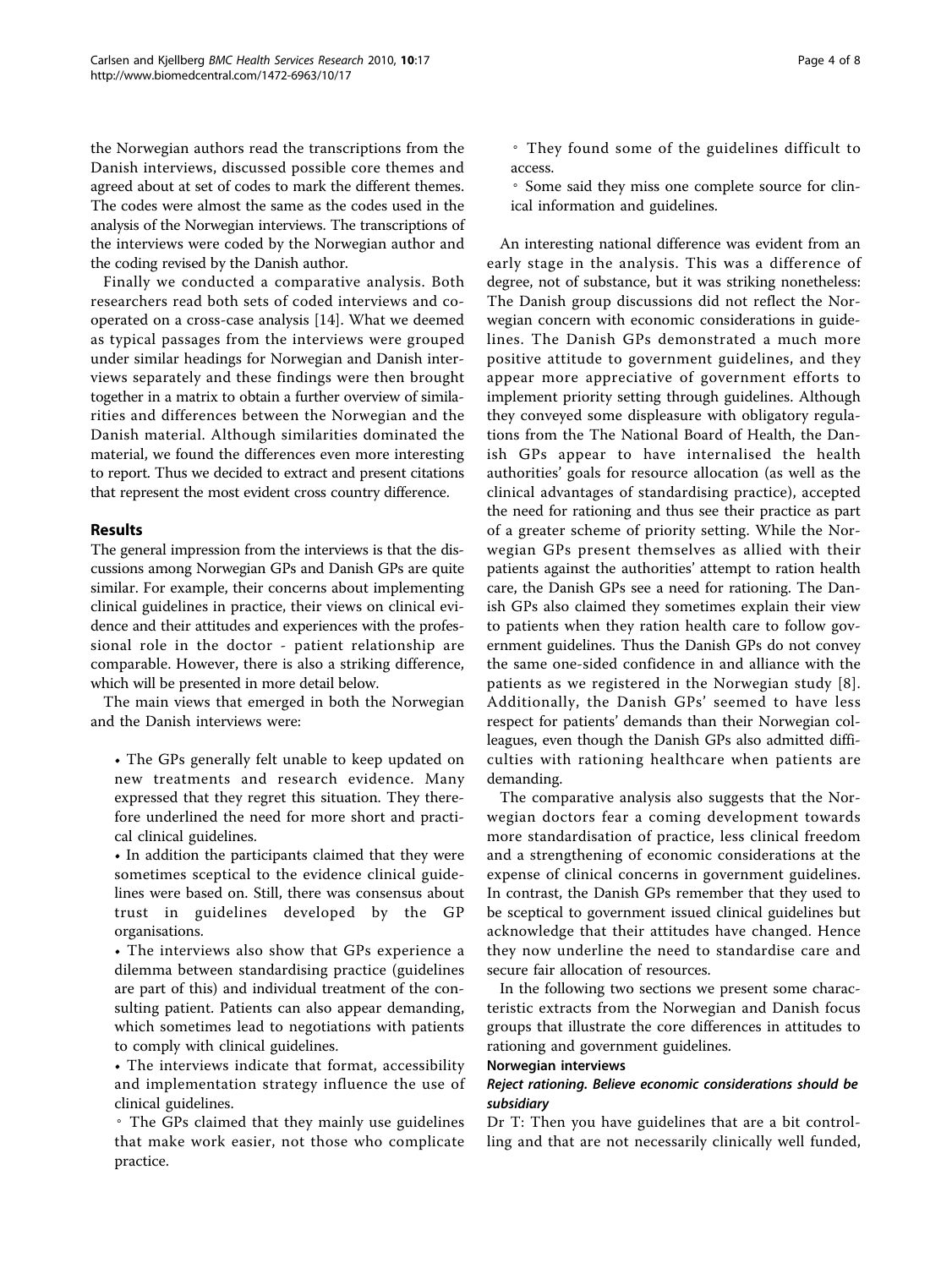the Norwegian authors read the transcriptions from the Danish interviews, discussed possible core themes and agreed about at set of codes to mark the different themes. The codes were almost the same as the codes used in the analysis of the Norwegian interviews. The transcriptions of the interviews were coded by the Norwegian author and the coding revised by the Danish author.

Finally we conducted a comparative analysis. Both researchers read both sets of coded interviews and co-operated on a cross-case analysis [14]. What we deemed as typical passages from the interviews were grouped under similar headings for Norwegian and Danish interviews separately and these findings were then brought together in a matrix to obtain a further overview of similarities and differences between the Norwegian and the Danish material. Although similarities dominated the material, we found the differences even more interesting to report. Thus we decided to extract and present citations that represent the most evident cross country difference.

## Results

The general impression from the interviews is that the discussions among Norwegian GPs and Danish GPs are quite similar. For example, their concerns about implementing clinical guidelines in practice, their views on clinical evidence and their attitudes and experiences with the professional role in the doctor - patient relationship are comparable. However, there is also a striking difference, which will be presented in more detail below.

The main views that emerged in both the Norwegian and the Danish interviews were:

- The GPs generally felt unable to keep updated on new treatments and research evidence. Many expressed that they regret this situation. They therefore underlined the need for more short and practical clinical guidelines.
- In addition the participants claimed that they were sometimes sceptical to the evidence clinical guidelines were based on. Still, there was consensus about trust in guidelines developed by the GP organisations.
- The interviews also show that GPs experience a dilemma between standardising practice (guidelines are part of this) and individual treatment of the consulting patient. Patients can also appear demanding, which sometimes lead to negotiations with patients to comply with clinical guidelines.
- The interviews indicate that format, accessibility and implementation strategy influence the use of clinical guidelines.
    - The GPs claimed that they mainly use guidelines that make work easier, not those who complicate practice.
    - They found some of the guidelines difficult to access.
    - Some said they miss one complete source for clinical information and guidelines.

An interesting national difference was evident from an early stage in the analysis. This was a difference of degree, not of substance, but it was striking nonetheless: The Danish group discussions did not reflect the Norwegian concern with economic considerations in guidelines. The Danish GPs demonstrated a much more positive attitude to government guidelines, and they appear more appreciative of government efforts to implement priority setting through guidelines. Although they conveyed some displeasure with obligatory regulations from the The National Board of Health, the Danish GPs appear to have internalised the health authorities' goals for resource allocation (as well as the clinical advantages of standardising practice), accepted the need for rationing and thus see their practice as part of a greater scheme of priority setting. While the Norwegian GPs present themselves as allied with their patients against the authorities' attempt to ration health care, the Danish GPs see a need for rationing. The Danish GPs also claimed they sometimes explain their view to patients when they ration health care to follow government guidelines. Thus the Danish GPs do not convey the same one-sided confidence in and alliance with the patients as we registered in the Norwegian study [8]. Additionally, the Danish GPs' seemed to have less respect for patients' demands than their Norwegian colleagues, even though the Danish GPs also admitted difficulties with rationing healthcare when patients are demanding.

The comparative analysis also suggests that the Norwegian doctors fear a coming development towards more standardisation of practice, less clinical freedom and a strengthening of economic considerations at the expense of clinical concerns in government guidelines. In contrast, the Danish GPs remember that they used to be sceptical to government issued clinical guidelines but acknowledge that their attitudes have changed. Hence they now underline the need to standardise care and secure fair allocation of resources.

In the following two sections we present some characteristic extracts from the Norwegian and Danish focus groups that illustrate the core differences in attitudes to rationing and government guidelines.

### Norwegian interviews

#### *Reject rationing. Believe economic considerations should be subsidiary*

Dr T: Then you have guidelines that are a bit controlling and that are not necessarily clinically well funded,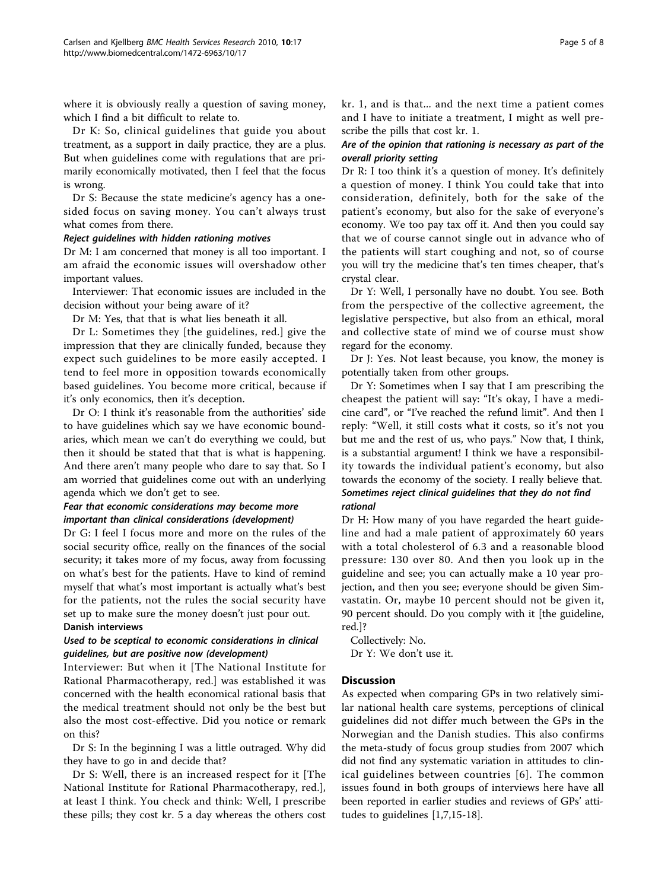where it is obviously really a question of saving money, which I find a bit difficult to relate to.

Dr K: So, clinical guidelines that guide you about treatment, as a support in daily practice, they are a plus. But when guidelines come with regulations that are primarily economically motivated, then I feel that the focus is wrong.

Dr S: Because the state medicine's agency has a one-sided focus on saving money. You can't always trust what comes from there.

#### *Reject guidelines with hidden rationing motives*

Dr M: I am concerned that money is all too important. I am afraid the economic issues will overshadow other important values.

Interviewer: That economic issues are included in the decision without your being aware of it?

Dr M: Yes, that that is what lies beneath it all.

Dr L: Sometimes they [the guidelines, red.] give the impression that they are clinically funded, because they expect such guidelines to be more easily accepted. I tend to feel more in opposition towards economically based guidelines. You become more critical, because if it's only economics, then it's deception.

Dr O: I think it's reasonable from the authorities' side to have guidelines which say we have economic boundaries, which mean we can't do everything we could, but then it should be stated that that is what is happening. And there aren't many people who dare to say that. So I am worried that guidelines come out with an underlying agenda which we don't get to see.

#### *Fear that economic considerations may become more important than clinical considerations (development)*

Dr G: I feel I focus more and more on the rules of the social security office, really on the finances of the social security; it takes more of my focus, away from focussing on what's best for the patients. Have to kind of remind myself that what's most important is actually what's best for the patients, not the rules the social security have set up to make sure the money doesn't just pour out.

### Danish interviews

#### *Used to be sceptical to economic considerations in clinical guidelines, but are positive now (development)*

Interviewer: But when it [The National Institute for Rational Pharmacotherapy, red.] was established it was concerned with the health economical rational basis that the medical treatment should not only be the best but also the most cost-effective. Did you notice or remark on this?

Dr S: In the beginning I was a little outraged. Why did they have to go in and decide that?

Dr S: Well, there is an increased respect for it [The National Institute for Rational Pharmacotherapy, red.], at least I think. You check and think: Well, I prescribe these pills; they cost kr. 5 a day whereas the others cost kr. 1, and is that... and the next time a patient comes and I have to initiate a treatment, I might as well prescribe the pills that cost kr. 1.

#### *Are of the opinion that rationing is necessary as part of the overall priority setting*

Dr R: I too think it's a question of money. It's definitely a question of money. I think You could take that into consideration, definitely, both for the sake of the patient's economy, but also for the sake of everyone's economy. We too pay tax off it. And then you could say that we of course cannot single out in advance who of the patients will start coughing and not, so of course you will try the medicine that's ten times cheaper, that's crystal clear.

Dr Y: Well, I personally have no doubt. You see. Both from the perspective of the collective agreement, the legislative perspective, but also from an ethical, moral and collective state of mind we of course must show regard for the economy.

Dr J: Yes. Not least because, you know, the money is potentially taken from other groups.

Dr Y: Sometimes when I say that I am prescribing the cheapest the patient will say: "It's okay, I have a medicine card", or "I've reached the refund limit". And then I reply: "Well, it still costs what it costs, so it's not you but me and the rest of us, who pays." Now that, I think, is a substantial argument! I think we have a responsibility towards the individual patient's economy, but also towards the economy of the society. I really believe that.

#### *Sometimes reject clinical guidelines that they do not find rational*

Dr H: How many of you have regarded the heart guideline and had a male patient of approximately 60 years with a total cholesterol of 6.3 and a reasonable blood pressure: 130 over 80. And then you look up in the guideline and see; you can actually make a 10 year projection, and then you see; everyone should be given Simvastatin. Or, maybe 10 percent should not be given it, 90 percent should. Do you comply with it [the guideline, red.]?

Collectively: No.

Dr Y: We don't use it.

## Discussion

As expected when comparing GPs in two relatively similar national health care systems, perceptions of clinical guidelines did not differ much between the GPs in the Norwegian and the Danish studies. This also confirms the meta-study of focus group studies from 2007 which did not find any systematic variation in attitudes to clinical guidelines between countries [6]. The common issues found in both groups of interviews here have all been reported in earlier studies and reviews of GPs' attitudes to guidelines [1,7,15-18].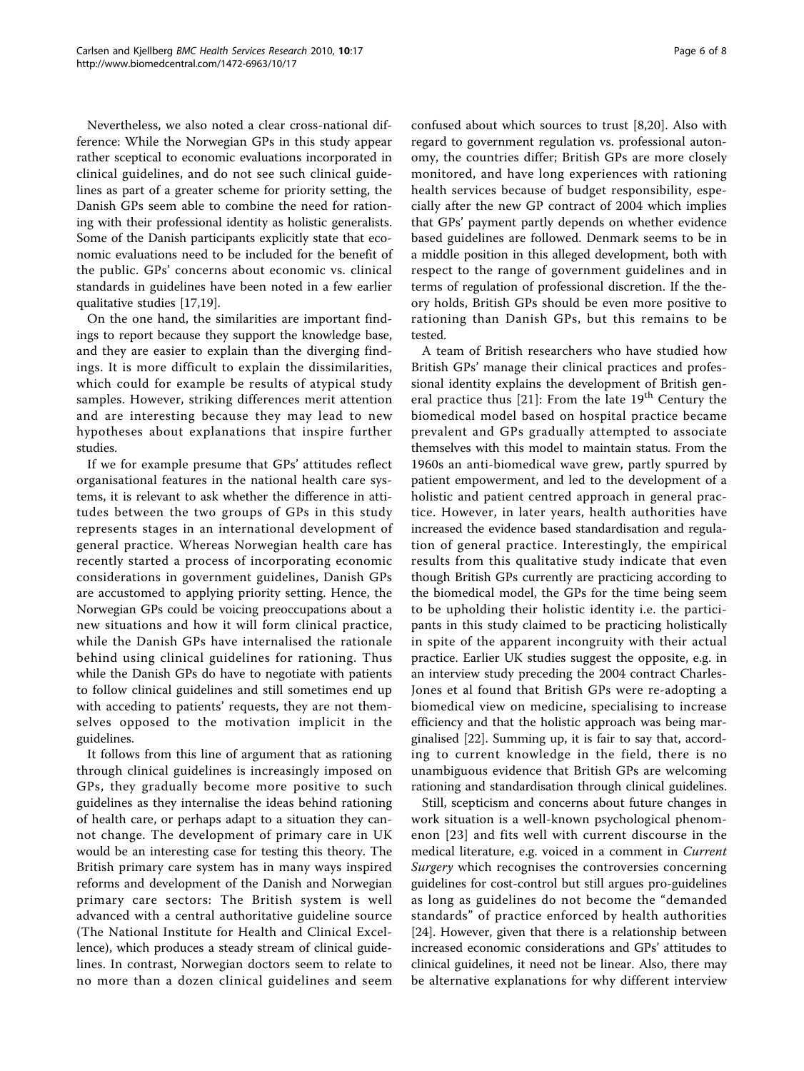Nevertheless, we also noted a clear cross-national difference: While the Norwegian GPs in this study appear rather sceptical to economic evaluations incorporated in clinical guidelines, and do not see such clinical guidelines as part of a greater scheme for priority setting, the Danish GPs seem able to combine the need for rationing with their professional identity as holistic generalists. Some of the Danish participants explicitly state that economic evaluations need to be included for the benefit of the public. GPs' concerns about economic vs. clinical standards in guidelines have been noted in a few earlier qualitative studies [17,19].

On the one hand, the similarities are important findings to report because they support the knowledge base, and they are easier to explain than the diverging findings. It is more difficult to explain the dissimilarities, which could for example be results of atypical study samples. However, striking differences merit attention and are interesting because they may lead to new hypotheses about explanations that inspire further studies.

If we for example presume that GPs' attitudes reflect organisational features in the national health care systems, it is relevant to ask whether the difference in attitudes between the two groups of GPs in this study represents stages in an international development of general practice. Whereas Norwegian health care has recently started a process of incorporating economic considerations in government guidelines, Danish GPs are accustomed to applying priority setting. Hence, the Norwegian GPs could be voicing preoccupations about a new situations and how it will form clinical practice, while the Danish GPs have internalised the rationale behind using clinical guidelines for rationing. Thus while the Danish GPs do have to negotiate with patients to follow clinical guidelines and still sometimes end up with acceding to patients' requests, they are not themselves opposed to the motivation implicit in the guidelines.

It follows from this line of argument that as rationing through clinical guidelines is increasingly imposed on GPs, they gradually become more positive to such guidelines as they internalise the ideas behind rationing of health care, or perhaps adapt to a situation they cannot change. The development of primary care in UK would be an interesting case for testing this theory. The British primary care system has in many ways inspired reforms and development of the Danish and Norwegian primary care sectors: The British system is well advanced with a central authoritative guideline source (The National Institute for Health and Clinical Excellence), which produces a steady stream of clinical guidelines. In contrast, Norwegian doctors seem to relate to no more than a dozen clinical guidelines and seem confused about which sources to trust [8,20]. Also with regard to government regulation vs. professional autonomy, the countries differ; British GPs are more closely monitored, and have long experiences with rationing health services because of budget responsibility, especially after the new GP contract of 2004 which implies that GPs' payment partly depends on whether evidence based guidelines are followed. Denmark seems to be in a middle position in this alleged development, both with respect to the range of government guidelines and in terms of regulation of professional discretion. If the theory holds, British GPs should be even more positive to rationing than Danish GPs, but this remains to be tested.

A team of British researchers who have studied how British GPs' manage their clinical practices and professional identity explains the development of British general practice thus [21]: From the late 19th Century the biomedical model based on hospital practice became prevalent and GPs gradually attempted to associate themselves with this model to maintain status. From the 1960s an anti-biomedical wave grew, partly spurred by patient empowerment, and led to the development of a holistic and patient centred approach in general practice. However, in later years, health authorities have increased the evidence based standardisation and regulation of general practice. Interestingly, the empirical results from this qualitative study indicate that even though British GPs currently are practicing according to the biomedical model, the GPs for the time being seem to be upholding their holistic identity i.e. the participants in this study claimed to be practicing holistically in spite of the apparent incongruity with their actual practice. Earlier UK studies suggest the opposite, e.g. in an interview study preceding the 2004 contract Charles-Jones et al found that British GPs were re-adopting a biomedical view on medicine, specialising to increase efficiency and that the holistic approach was being marginalised [22]. Summing up, it is fair to say that, according to current knowledge in the field, there is no unambiguous evidence that British GPs are welcoming rationing and standardisation through clinical guidelines.

Still, scepticism and concerns about future changes in work situation is a well-known psychological phenomenon [23] and fits well with current discourse in the medical literature, e.g. voiced in a comment in *Current Surgery* which recognises the controversies concerning guidelines for cost-control but still argues pro-guidelines as long as guidelines do not become the "demanded standards" of practice enforced by health authorities [24]. However, given that there is a relationship between increased economic considerations and GPs' attitudes to clinical guidelines, it need not be linear. Also, there may be alternative explanations for why different interview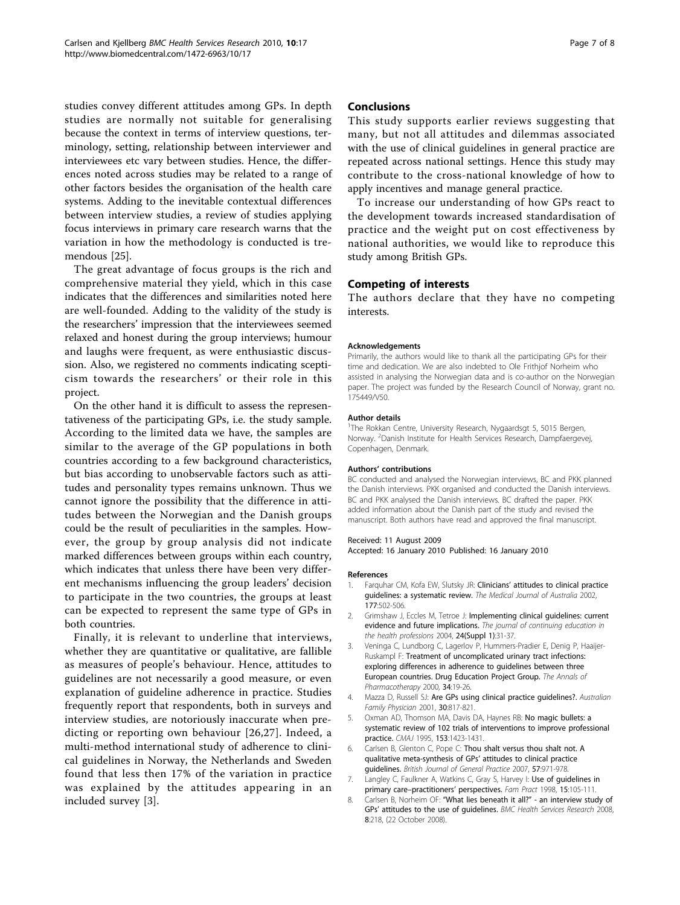studies convey different attitudes among GPs. In depth studies are normally not suitable for generalising because the context in terms of interview questions, terminology, setting, relationship between interviewer and interviewees etc vary between studies. Hence, the differences noted across studies may be related to a range of other factors besides the organisation of the health care systems. Adding to the inevitable contextual differences between interview studies, a review of studies applying focus interviews in primary care research warns that the variation in how the methodology is conducted is tremendous [25].

The great advantage of focus groups is the rich and comprehensive material they yield, which in this case indicates that the differences and similarities noted here are well-founded. Adding to the validity of the study is the researchers' impression that the interviewees seemed relaxed and honest during the group interviews; humour and laughs were frequent, as were enthusiastic discussion. Also, we registered no comments indicating scepticism towards the researchers' or their role in this project.

On the other hand it is difficult to assess the representativeness of the participating GPs, i.e. the study sample. According to the limited data we have, the samples are similar to the average of the GP populations in both countries according to a few background characteristics, but bias according to unobservable factors such as attitudes and personality types remains unknown. Thus we cannot ignore the possibility that the difference in attitudes between the Norwegian and the Danish groups could be the result of peculiarities in the samples. However, the group by group analysis did not indicate marked differences between groups within each country, which indicates that unless there have been very different mechanisms influencing the group leaders' decision to participate in the two countries, the groups at least can be expected to represent the same type of GPs in both countries.

Finally, it is relevant to underline that interviews, whether they are quantitative or qualitative, are fallible as measures of people's behaviour. Hence, attitudes to guidelines are not necessarily a good measure, or even explanation of guideline adherence in practice. Studies frequently report that respondents, both in surveys and interview studies, are notoriously inaccurate when predicting or reporting own behaviour [26,27]. Indeed, a multi-method international study of adherence to clinical guidelines in Norway, the Netherlands and Sweden found that less then 17% of the variation in practice was explained by the attitudes appearing in an included survey [3].

## Conclusions

This study supports earlier reviews suggesting that many, but not all attitudes and dilemmas associated with the use of clinical guidelines in general practice are repeated across national settings. Hence this study may contribute to the cross-national knowledge of how to apply incentives and manage general practice.

To increase our understanding of how GPs react to the development towards increased standardisation of practice and the weight put on cost effectiveness by national authorities, we would like to reproduce this study among British GPs.

## Competing of interests

The authors declare that they have no competing interests.

#### Acknowledgements

Primarily, the authors would like to thank all the participating GPs for their time and dedication. We are also indebted to Ole Frithjof Norheim who assisted in analysing the Norwegian data and is co-author on the Norwegian paper. The project was funded by the Research Council of Norway, grant no. 175449/V50.

#### Author details

[1]The Rokkan Centre, University Research, Nygaardsgt 5, 5015 Bergen, Norway. [2]Danish Institute for Health Services Research, Dampfaergevej, Copenhagen, Denmark.

#### Authors' contributions

BC conducted and analysed the Norwegian interviews, BC and PKK planned the Danish interviews. PKK organised and conducted the Danish interviews. BC and PKK analysed the Danish interviews. BC drafted the paper. PKK added information about the Danish part of the study and revised the manuscript. Both authors have read and approved the final manuscript.

Received: 11 August 2009
Accepted: 16 January 2010 Published: 16 January 2010

#### References

1. Farquhar CM, Kofa EW, Slutsky JR: **Clinicians' attitudes to clinical practice guidelines: a systematic review.** *The Medical Journal of Australia* 2002, **177**:502-506.
2. Grimshaw J, Eccles M, Tetroe J: **Implementing clinical guidelines: current evidence and future implications.** *The journal of continuing education in the health professions* 2004, **24(Suppl 1)**:31-37.
3. Veninga C, Lundborg C, Lagerlov P, Hummers-Pradier E, Denig P, Haaijer-Ruskampl F: **Treatment of uncomplicated urinary tract infections: exploring differences in adherence to guidelines between three European countries. Drug Education Project Group.** *The Annals of Pharmacotherapy* 2000, **34**:19-26.
4. Mazza D, Russell SJ: **Are GPs using clinical practice guidelines?.** *Australian Family Physician* 2001, **30**:817-821.
5. Oxman AD, Thomson MA, Davis DA, Haynes RB: **No magic bullets: a systematic review of 102 trials of interventions to improve professional practice.** *CMAJ* 1995, **153**:1423-1431.
6. Carlsen B, Glenton C, Pope C: **Thou shalt versus thou shalt not. A qualitative meta-synthesis of GPs' attitudes to clinical practice guidelines.** *British Journal of General Practice* 2007, **57**:971-978.
7. Langley C, Faulkner A, Watkins C, Gray S, Harvey I: **Use of guidelines in primary care–practitioners' perspectives.** *Fam Pract* 1998, **15**:105-111.
8. Carlsen B, Norheim OF: **"What lies beneath it all?" - an interview study of GPs' attitudes to the use of guidelines.** *BMC Health Services Research* 2008, **8**:218, (22 October 2008).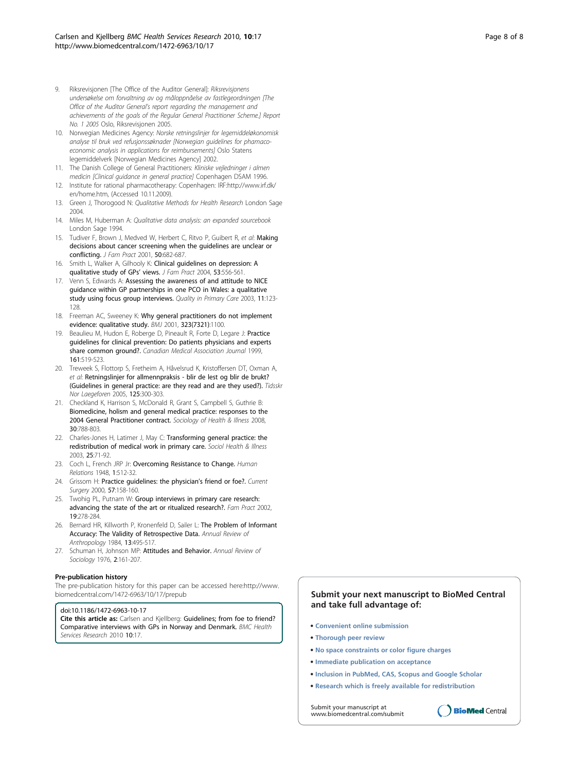9. Riksrevisjonen [The Office of the Auditor General]: *Riksrevisjonens undersøkelse om forvaltning av og måloppnåelse av fastlegeordningen [The Office of the Auditor General's report regarding the management and achievements of the goals of the Regular General Practitioner Scheme.] Report No. 1 2005* Oslo, Riksrevisjonen 2005.
10. Norwegian Medicines Agency: *Norske retningslinjer for legemiddeløkonomisk analyse til bruk ved refusjonssøknader [Norwegian guidelines for phamaco-economic analysis in applications for reimbursements]* Oslo Statens legemiddelverk [Norwegian Medicines Agency] 2002.
11. The Danish College of General Practitioners: *Kliniske vejledninger i almen medicin [Clinical guidance in general practice]* Copenhagen DSAM 1996.
12. Institute for rational pharmacotherapy: Copenhagen: IRF:http://www.irf.dk/en/home.htm, (Accessed 10.11.2009).
13. Green J, Thorogood N: *Qualitative Methods for Health Research* London Sage 2004.
14. Miles M, Huberman A: *Qualitative data analysis: an expanded sourcebook* London Sage 1994.
15. Tudiver F, Brown J, Medved W, Herbert C, Ritvo P, Guibert R, *et al*: **Making decisions about cancer screening when the guidelines are unclear or conflicting.** *J Fam Pract* 2001, **50**:682-687.
16. Smith L, Walker A, Gilhooly K: **Clinical guidelines on depression: A qualitative study of GPs' views.** *J Fam Pract* 2004, **53**:556-561.
17. Venn S, Edwards A: **Assessing the awareness of and attitude to NICE guidance within GP partnerships in one PCO in Wales: a qualitative study using focus group interviews.** *Quality in Primary Care* 2003, **11**:123-128.
18. Freeman AC, Sweeney K: **Why general practitioners do not implement evidence: qualitative study.** *BMJ* 2001, **323(7321)**:1100.
19. Beaulieu M, Hudon E, Roberge D, Pineault R, Forte D, Legare J: **Practice guidelines for clinical prevention: Do patients physicians and experts share common ground?.** *Canadian Medical Association Journal* 1999, **161**:519-523.
20. Treweek S, Flottorp S, Fretheim A, Håvelsrud K, Kristoffersen DT, Oxman A, *et al*: **Retningslinjer for allmennpraksis - blir de lest og blir de brukt? (Guidelines in general practice: are they read and are they used?).** *Tidsskr Nor Laegeforen* 2005, **125**:300-303.
21. Checkland K, Harrison S, McDonald R, Grant S, Campbell S, Guthrie B: **Biomedicine, holism and general medical practice: responses to the 2004 General Practitioner contract.** *Sociology of Health & Illness* 2008, **30**:788-803.
22. Charles-Jones H, Latimer J, May C: **Transforming general practice: the redistribution of medical work in primary care.** *Sociol Health & Illness* 2003, **25**:71-92.
23. Coch L, French JRP Jr: **Overcoming Resistance to Change.** *Human Relations* 1948, **1**:512-32.
24. Grissom H: **Practice guidelines: the physician's friend or foe?.** *Current Surgery* 2000, **57**:158-160.
25. Twohig PL, Putnam W: **Group interviews in primary care research: advancing the state of the art or ritualized research?.** *Fam Pract* 2002, **19**:278-284.
26. Bernard HR, Killworth P, Kronenfeld D, Sailer L: **The Problem of Informant Accuracy: The Validity of Retrospective Data.** *Annual Review of Anthropology* 1984, **13**:495-517.
27. Schuman H, Johnson MP: **Attitudes and Behavior.** *Annual Review of Sociology* 1976, **2**:161-207.

**Pre-publication history**

The pre-publication history for this paper can be accessed here:http://www.biomedcentral.com/1472-6963/10/17/prepub

doi:10.1186/1472-6963-10-17

**Cite this article as:** Carlsen and Kjellberg: Guidelines; from foe to friend? Comparative interviews with GPs in Norway and Denmark. *BMC Health Services Research* 2010 **10**:17.

**Submit your next manuscript to BioMed Central and take full advantage of:**

- Convenient online submission
- Thorough peer review
- No space constraints or color figure charges
- Immediate publication on acceptance
- Inclusion in PubMed, CAS, Scopus and Google Scholar
- Research which is freely available for redistribution

Submit your manuscript at www.biomedcentral.com/submit

BioMed Central